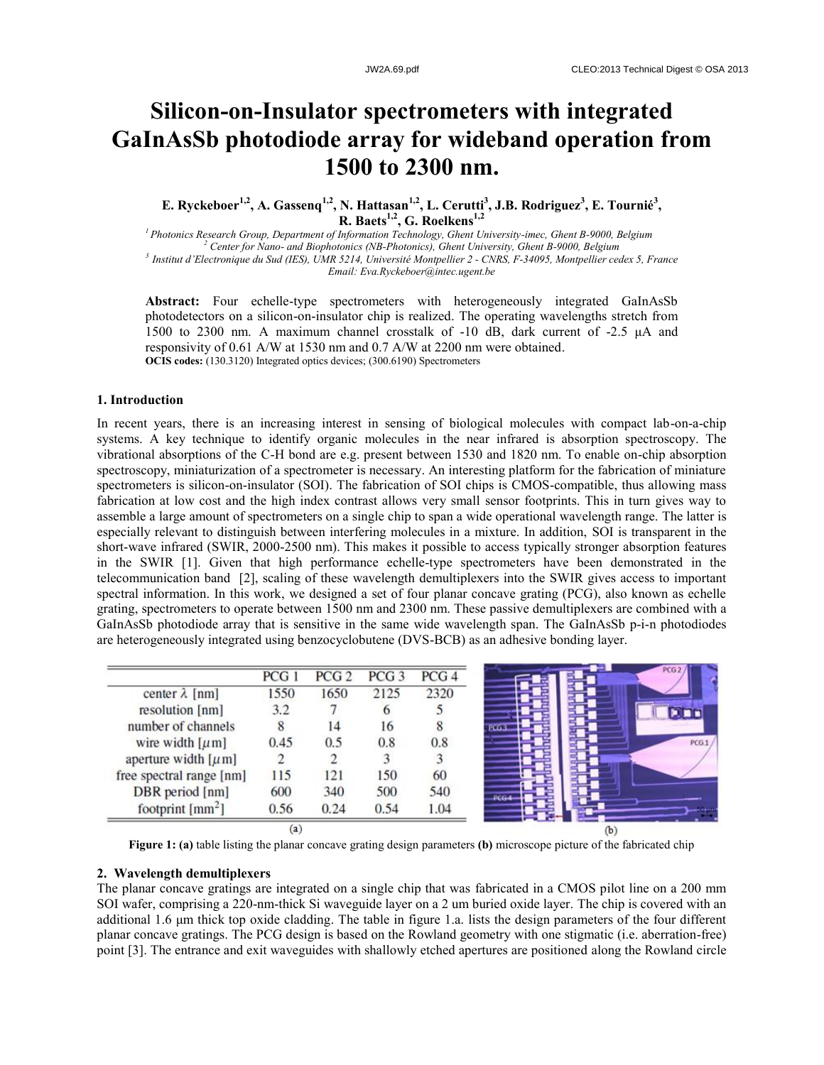# Silicon-on-Insulator spectrometers with integrated GaInAsSb photodiode array for wideband operation from 1500 to 2300 nm.

**E. Ryckeboer[1,2], A. Gassenq[1,2], N. Hattasan[1,2], L. Cerutti[3], J.B. Rodriguez[3], E. Tournié[3], R. Baets[1,2], G. Roelkens[1,2]**

[1] *Photonics Research Group, Department of Information Technology, Ghent University-imec, Ghent B-9000, Belgium*
[2] *Center for Nano- and Biophotonics (NB-Photonics), Ghent University, Ghent B-9000, Belgium*
[3] *Institut d'Electronique du Sud (IES), UMR 5214, Université Montpellier 2 - CNRS, F-34095, Montpellier cedex 5, France*
*Email: Eva.Ryckeboer@intec.ugent.be*

**Abstract:** Four echelle-type spectrometers with heterogeneously integrated GaInAsSb photodetectors on a silicon-on-insulator chip is realized. The operating wavelengths stretch from 1500 to 2300 nm. A maximum channel crosstalk of -10 dB, dark current of -2.5 µA and responsivity of 0.61 A/W at 1530 nm and 0.7 A/W at 2200 nm were obtained.
**OCIS codes:** (130.3120) Integrated optics devices; (300.6190) Spectrometers

## 1. Introduction

In recent years, there is an increasing interest in sensing of biological molecules with compact lab-on-a-chip systems. A key technique to identify organic molecules in the near infrared is absorption spectroscopy. The vibrational absorptions of the C-H bond are e.g. present between 1530 and 1820 nm. To enable on-chip absorption spectroscopy, miniaturization of a spectrometer is necessary. An interesting platform for the fabrication of miniature spectrometers is silicon-on-insulator (SOI). The fabrication of SOI chips is CMOS-compatible, thus allowing mass fabrication at low cost and the high index contrast allows very small sensor footprints. This in turn gives way to assemble a large amount of spectrometers on a single chip to span a wide operational wavelength range. The latter is especially relevant to distinguish between interfering molecules in a mixture. In addition, SOI is transparent in the short-wave infrared (SWIR, 2000-2500 nm). This makes it possible to access typically stronger absorption features in the SWIR [1]. Given that high performance echelle-type spectrometers have been demonstrated in the telecommunication band [2], scaling of these wavelength demultiplexers into the SWIR gives access to important spectral information. In this work, we designed a set of four planar concave grating (PCG), also known as echelle grating, spectrometers to operate between 1500 nm and 2300 nm. These passive demultiplexers are combined with a GaInAsSb photodiode array that is sensitive in the same wide wavelength span. The GaInAsSb p-i-n photodiodes are heterogeneously integrated using benzocyclobutene (DVS-BCB) as an adhesive bonding layer.

| | PCG 1 | PCG 2 | PCG 3 | PCG 4 |
|---|---|---|---|---|
| center $\lambda$ [nm] | 1550 | 1650 | 2125 | 2320 |
| resolution [nm] | 3.2 | 7 | 6 | 5 |
| number of channels | 8 | 14 | 16 | 8 |
| wire width [$\mu$m] | 0.45 | 0.5 | 0.8 | 0.8 |
| aperture width [$\mu$m] | 2 | 2 | 3 | 3 |
| free spectral range [nm] | 115 | 121 | 150 | 60 |
| DBR period [nm] | 600 | 340 | 500 | 540 |
| footprint [mm$^2$] | 0.56 | 0.24 | 0.54 | 1.04 |

(a)

(b)

**Figure 1: (a)** table listing the planar concave grating design parameters **(b)** microscope picture of the fabricated chip

## 2. Wavelength demultiplexers

The planar concave gratings are integrated on a single chip that was fabricated in a CMOS pilot line on a 200 mm SOI wafer, comprising a 220-nm-thick Si waveguide layer on a 2 um buried oxide layer. The chip is covered with an additional 1.6 µm thick top oxide cladding. The table in figure 1.a. lists the design parameters of the four different planar concave gratings. The PCG design is based on the Rowland geometry with one stigmatic (i.e. aberration-free) point [3]. The entrance and exit waveguides with shallowly etched apertures are positioned along the Rowland circle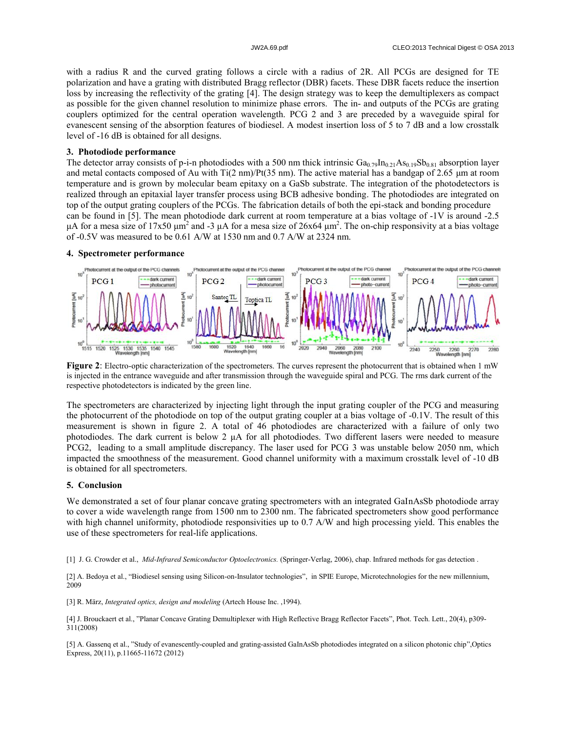with a radius R and the curved grating follows a circle with a radius of 2R. All PCGs are designed for TE polarization and have a grating with distributed Bragg reflector (DBR) facets. These DBR facets reduce the insertion loss by increasing the reflectivity of the grating [4]. The design strategy was to keep the demultiplexers as compact as possible for the given channel resolution to minimize phase errors. The in- and outputs of the PCGs are grating couplers optimized for the central operation wavelength. PCG 2 and 3 are preceded by a waveguide spiral for evanescent sensing of the absorption features of biodiesel. A modest insertion loss of 5 to 7 dB and a low crosstalk level of -16 dB is obtained for all designs.

## 3. Photodiode performance

The detector array consists of p-i-n photodiodes with a 500 nm thick intrinsic $Ga_{0.79}In_{0.21}As_{0.19}Sb_{0.81}$ absorption layer and metal contacts composed of Au with Ti(2 nm)/Pt(35 nm). The active material has a bandgap of 2.65 µm at room temperature and is grown by molecular beam epitaxy on a GaSb substrate. The integration of the photodetectors is realized through an epitaxial layer transfer process using BCB adhesive bonding. The photodiodes are integrated on top of the output grating couplers of the PCGs. The fabrication details of both the epi-stack and bonding procedure can be found in [5]. The mean photodiode dark current at room temperature at a bias voltage of -1V is around -2.5 µA for a mesa size of 17x50 µm$^2$ and -3 µA for a mesa size of 26x64 µm$^2$. The on-chip responsivity at a bias voltage of -0.5V was measured to be 0.61 A/W at 1530 nm and 0.7 A/W at 2324 nm.

## 4. Spectrometer performance

**Figure 2**: Electro-optic characterization of the spectrometers. The curves represent the photocurrent that is obtained when 1 mW is injected in the entrance waveguide and after transmission through the waveguide spiral and PCG. The rms dark current of the respective photodetectors is indicated by the green line.

The spectrometers are characterized by injecting light through the input grating coupler of the PCG and measuring the photocurrent of the photodiode on top of the output grating coupler at a bias voltage of -0.1V. The result of this measurement is shown in figure 2. A total of 46 photodiodes are characterized with a failure of only two photodiodes. The dark current is below 2 µA for all photodiodes. Two different lasers were needed to measure PCG2, leading to a small amplitude discrepancy. The laser used for PCG 3 was unstable below 2050 nm, which impacted the smoothness of the measurement. Good channel uniformity with a maximum crosstalk level of -10 dB is obtained for all spectrometers.

## 5. Conclusion

We demonstrated a set of four planar concave grating spectrometers with an integrated GaInAsSb photodiode array to cover a wide wavelength range from 1500 nm to 2300 nm. The fabricated spectrometers show good performance with high channel uniformity, photodiode responsivities up to 0.7 A/W and high processing yield. This enables the use of these spectrometers for real-life applications.

[1] J. G. Crowder et al., *Mid-Infrared Semiconductor Optoelectronics.* (Springer-Verlag, 2006), chap. Infrared methods for gas detection .

[2] A. Bedoya et al., "Biodiesel sensing using Silicon-on-Insulator technologies", in SPIE Europe, Microtechnologies for the new millennium, 2009

[3] R. März, *Integrated optics, design and modeling* (Artech House Inc. ,1994).

[4] J. Brouckaert et al., "Planar Concave Grating Demultiplexer with High Reflective Bragg Reflector Facets", Phot. Tech. Lett., 20(4), p309-311(2008)

[5] A. Gassenq et al., "Study of evanescently-coupled and grating-assisted GaInAsSb photodiodes integrated on a silicon photonic chip",Optics Express, 20(11), p.11665-11672 (2012)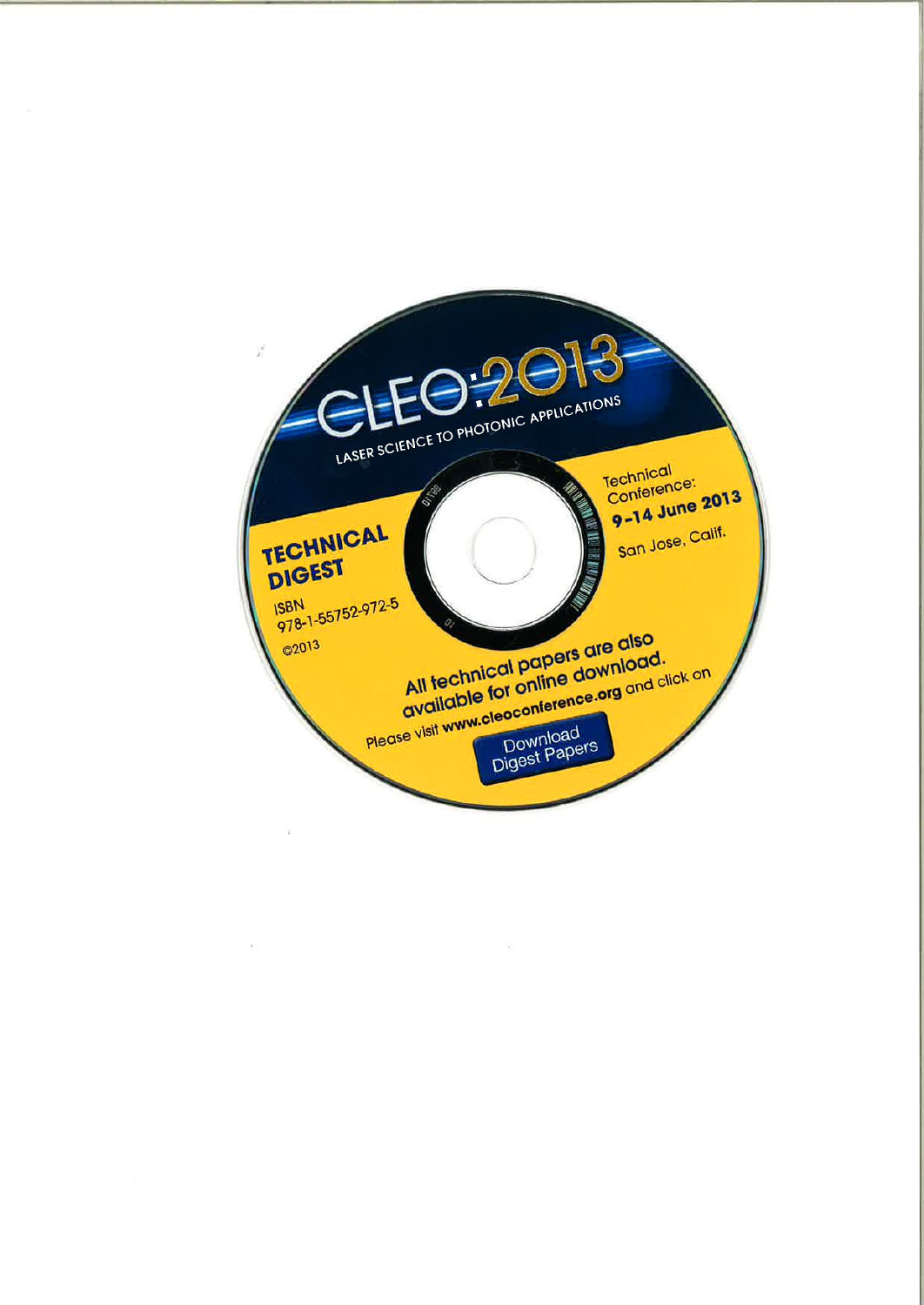CLEO:2013

LASER SCIENCE TO PHOTONIC APPLICATIONS

**TECHNICAL DIGEST**

ISBN 978-1-55752-972-5

©2013

Technical Conference:

**9-14 June 2013**

San Jose, Calif.

**All technical papers are also available for online download.**

Please visit **www.cleoconference.org** and click on

Download Digest Papers